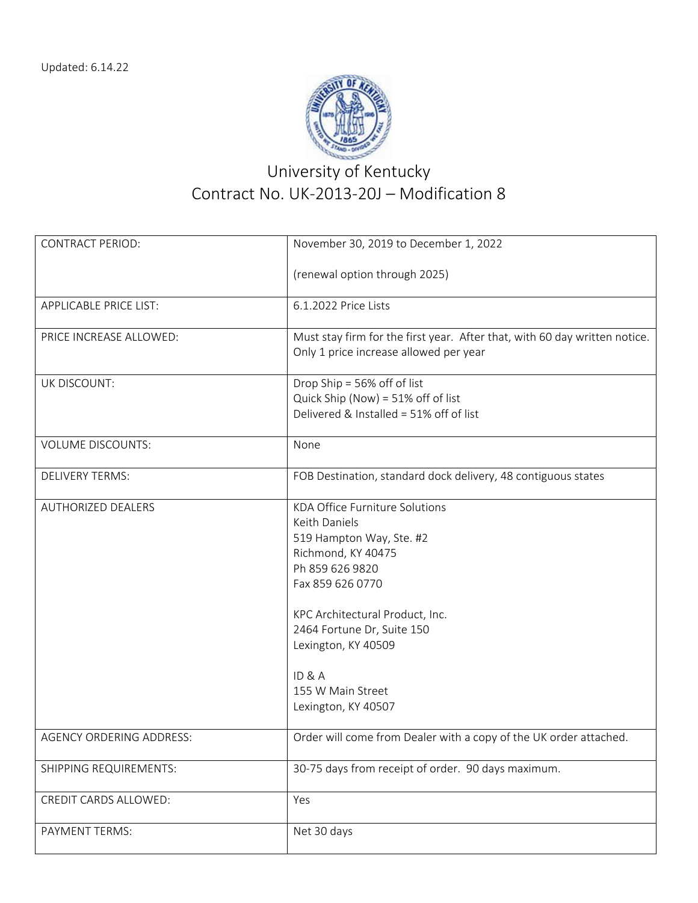Updated: 6.14.22

# University of Kentucky
## Contract No. UK-2013-20J – Modification 8

| | |
|---|---|
| CONTRACT PERIOD: | November 30, 2019 to December 1, 2022<br><br>(renewal option through 2025) |
| APPLICABLE PRICE LIST: | 6.1.2022 Price Lists |
| PRICE INCREASE ALLOWED: | Must stay firm for the first year. After that, with 60 day written notice. Only 1 price increase allowed per year |
| UK DISCOUNT: | Drop Ship = 56% off of list<br>Quick Ship (Now) = 51% off of list<br>Delivered & Installed = 51% off of list |
| VOLUME DISCOUNTS: | None |
| DELIVERY TERMS: | FOB Destination, standard dock delivery, 48 contiguous states |
| AUTHORIZED DEALERS | KDA Office Furniture Solutions<br>Keith Daniels<br>519 Hampton Way, Ste. #2<br>Richmond, KY 40475<br>Ph 859 626 9820<br>Fax 859 626 0770<br><br>KPC Architectural Product, Inc.<br>2464 Fortune Dr, Suite 150<br>Lexington, KY 40509<br><br>ID & A<br>155 W Main Street<br>Lexington, KY 40507 |
| AGENCY ORDERING ADDRESS: | Order will come from Dealer with a copy of the UK order attached. |
| SHIPPING REQUIREMENTS: | 30-75 days from receipt of order. 90 days maximum. |
| CREDIT CARDS ALLOWED: | Yes |
| PAYMENT TERMS: | Net 30 days |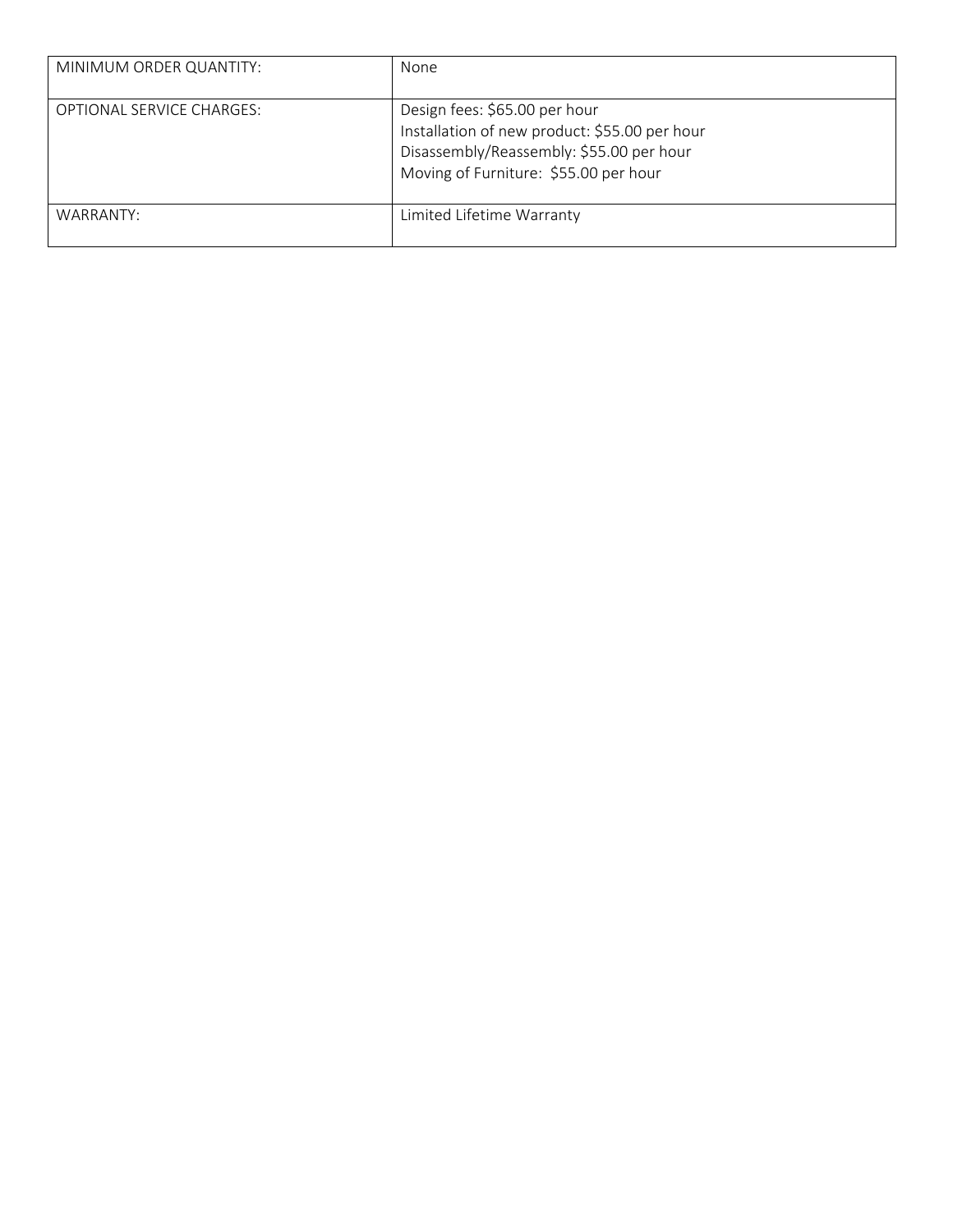| | |
|---|---|
| MINIMUM ORDER QUANTITY: | None |
| OPTIONAL SERVICE CHARGES: | Design fees: $65.00 per hour<br>Installation of new product: $55.00 per hour<br>Disassembly/Reassembly: $55.00 per hour<br>Moving of Furniture: $55.00 per hour |
| WARRANTY: | Limited Lifetime Warranty |